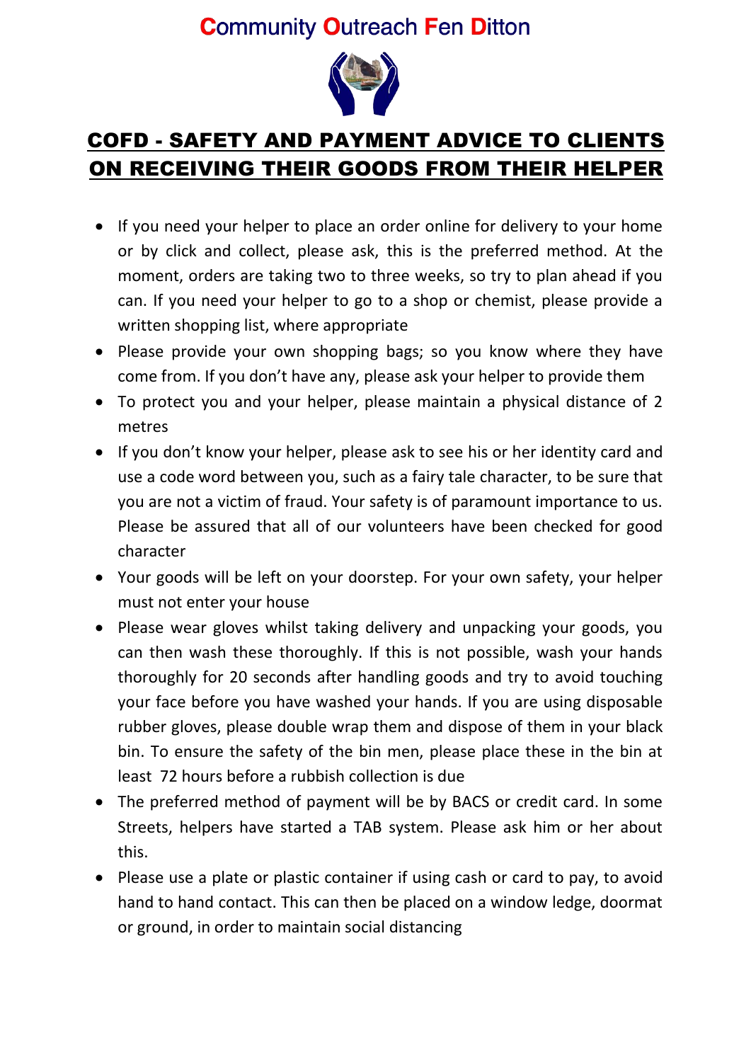# Community Outreach Fen Ditton

## COFD - SAFETY AND PAYMENT ADVICE TO CLIENTS ON RECEIVING THEIR GOODS FROM THEIR HELPER

- If you need your helper to place an order online for delivery to your home or by click and collect, please ask, this is the preferred method. At the moment, orders are taking two to three weeks, so try to plan ahead if you can. If you need your helper to go to a shop or chemist, please provide a written shopping list, where appropriate
- Please provide your own shopping bags; so you know where they have come from. If you don't have any, please ask your helper to provide them
- To protect you and your helper, please maintain a physical distance of 2 metres
- If you don't know your helper, please ask to see his or her identity card and use a code word between you, such as a fairy tale character, to be sure that you are not a victim of fraud. Your safety is of paramount importance to us. Please be assured that all of our volunteers have been checked for good character
- Your goods will be left on your doorstep. For your own safety, your helper must not enter your house
- Please wear gloves whilst taking delivery and unpacking your goods, you can then wash these thoroughly. If this is not possible, wash your hands thoroughly for 20 seconds after handling goods and try to avoid touching your face before you have washed your hands. If you are using disposable rubber gloves, please double wrap them and dispose of them in your black bin. To ensure the safety of the bin men, please place these in the bin at least 72 hours before a rubbish collection is due
- The preferred method of payment will be by BACS or credit card. In some Streets, helpers have started a TAB system. Please ask him or her about this.
- Please use a plate or plastic container if using cash or card to pay, to avoid hand to hand contact. This can then be placed on a window ledge, doormat or ground, in order to maintain social distancing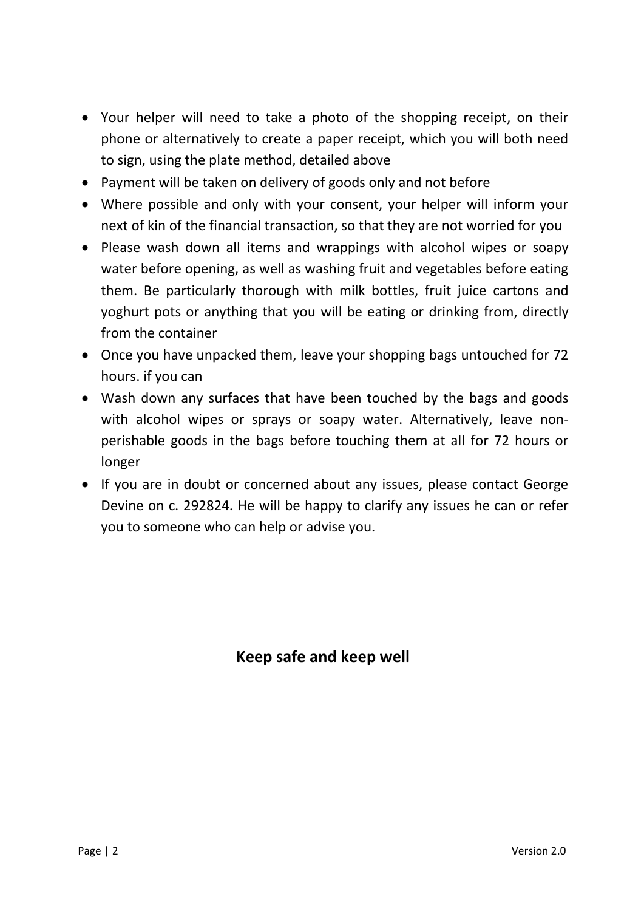- Your helper will need to take a photo of the shopping receipt, on their phone or alternatively to create a paper receipt, which you will both need to sign, using the plate method, detailed above
- Payment will be taken on delivery of goods only and not before
- Where possible and only with your consent, your helper will inform your next of kin of the financial transaction, so that they are not worried for you
- Please wash down all items and wrappings with alcohol wipes or soapy water before opening, as well as washing fruit and vegetables before eating them. Be particularly thorough with milk bottles, fruit juice cartons and yoghurt pots or anything that you will be eating or drinking from, directly from the container
- Once you have unpacked them, leave your shopping bags untouched for 72 hours. if you can
- Wash down any surfaces that have been touched by the bags and goods with alcohol wipes or sprays or soapy water. Alternatively, leave non-perishable goods in the bags before touching them at all for 72 hours or longer
- If you are in doubt or concerned about any issues, please contact George Devine on c. 292824. He will be happy to clarify any issues he can or refer you to someone who can help or advise you.

**Keep safe and keep well**